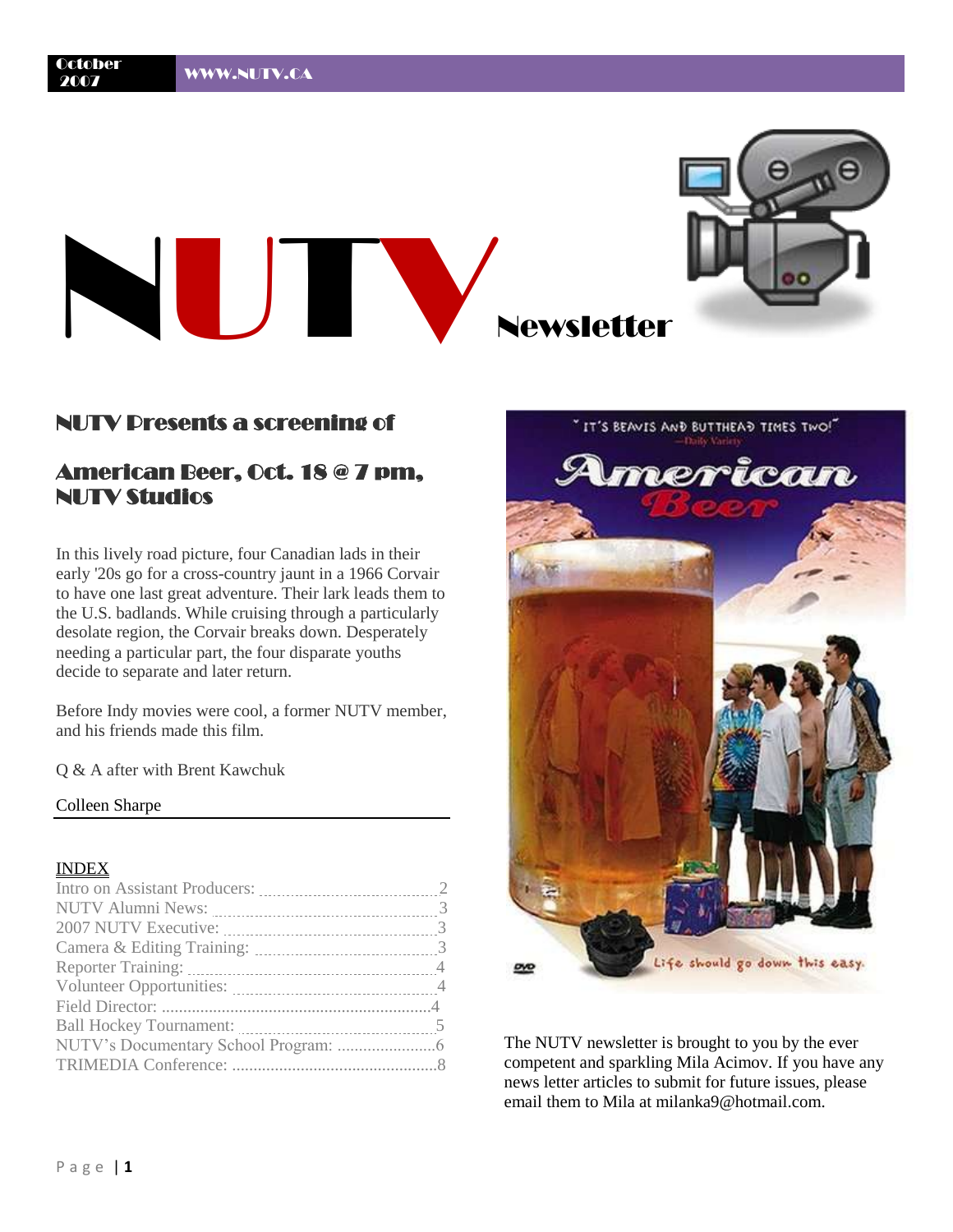October 2007 WWW.NUTV.CA

# NUTV Newsletter

## NUTV Presents a screening of

## American Beer, Oct. 18 @ 7 pm, NUTV Studios

In this lively road picture, four Canadian lads in their early '20s go for a cross-country jaunt in a 1966 Corvair to have one last great adventure. Their lark leads them to the U.S. badlands. While cruising through a particularly desolate region, the Corvair breaks down. Desperately needing a particular part, the four disparate youths decide to separate and later return.

Before Indy movies were cool, a former NUTV member, and his friends made this film.

Q & A after with Brent Kawchuk

Colleen Sharpe

---

INDEX

- Intro on Assistant Producers: ........ 2
- NUTV Alumni News: ........ 3
- 2007 NUTV Executive: ........ 3
- Camera & Editing Training: ........ 3
- Reporter Training: ........ 4
- Volunteer Opportunities: ........ 4
- Field Director: ........ 4
- Ball Hockey Tournament: ........ 5
- NUTV's Documentary School Program: ........ 6
- TRIMEDIA Conference: ........ 8

"IT'S BEAVIS AND BUTTHEAD TIMES TWO!" —Daily Variety

American Beer

Life should go down this easy.

The NUTV newsletter is brought to you by the ever competent and sparkling Mila Acimov. If you have any news letter articles to submit for future issues, please email them to Mila at milanka9@hotmail.com.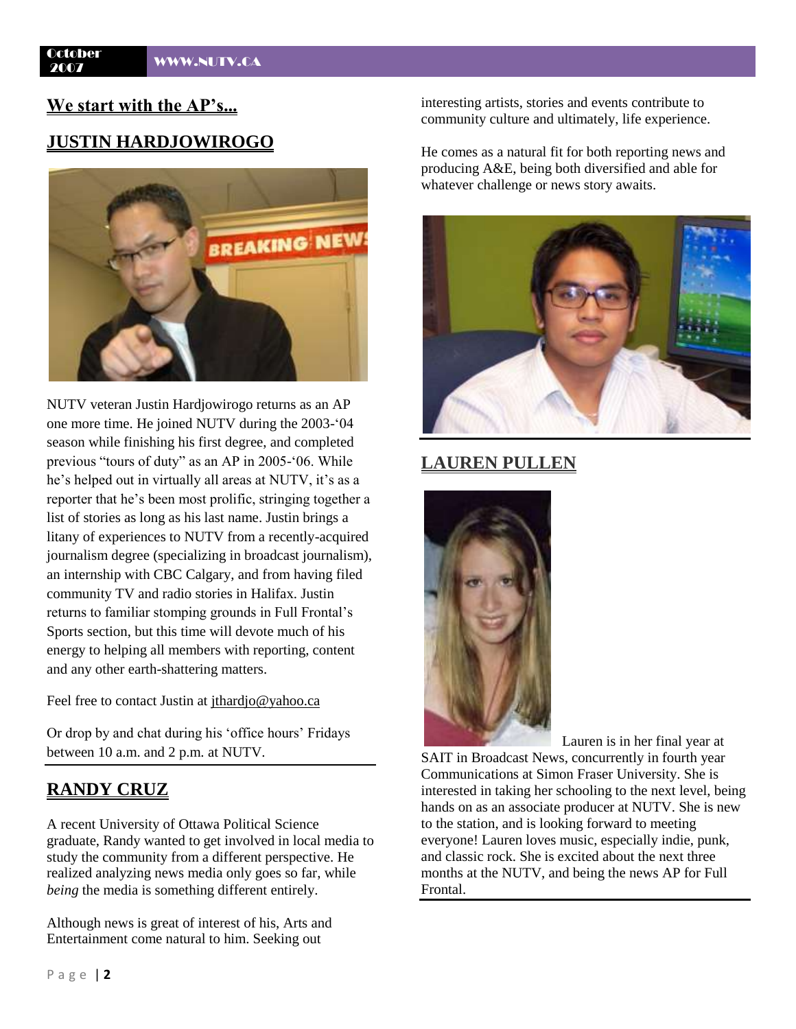## We start with the AP's...

## JUSTIN HARDJOWIROGO

NUTV veteran Justin Hardjowirogo returns as an AP one more time. He joined NUTV during the 2003-'04 season while finishing his first degree, and completed previous "tours of duty" as an AP in 2005-'06. While he's helped out in virtually all areas at NUTV, it's as a reporter that he's been most prolific, stringing together a list of stories as long as his last name. Justin brings a litany of experiences to NUTV from a recently-acquired journalism degree (specializing in broadcast journalism), an internship with CBC Calgary, and from having filed community TV and radio stories in Halifax. Justin returns to familiar stomping grounds in Full Frontal's Sports section, but this time will devote much of his energy to helping all members with reporting, content and any other earth-shattering matters.

Feel free to contact Justin at jthardjo@yahoo.ca

Or drop by and chat during his 'office hours' Fridays between 10 a.m. and 2 p.m. at NUTV.

## RANDY CRUZ

A recent University of Ottawa Political Science graduate, Randy wanted to get involved in local media to study the community from a different perspective. He realized analyzing news media only goes so far, while *being* the media is something different entirely.

Although news is great of interest of his, Arts and Entertainment come natural to him. Seeking out interesting artists, stories and events contribute to community culture and ultimately, life experience.

He comes as a natural fit for both reporting news and producing A&E, being both diversified and able for whatever challenge or news story awaits.

## LAUREN PULLEN

Lauren is in her final year at SAIT in Broadcast News, concurrently in fourth year Communications at Simon Fraser University. She is interested in taking her schooling to the next level, being hands on as an associate producer at NUTV. She is new to the station, and is looking forward to meeting everyone! Lauren loves music, especially indie, punk, and classic rock. She is excited about the next three months at the NUTV, and being the news AP for Full Frontal.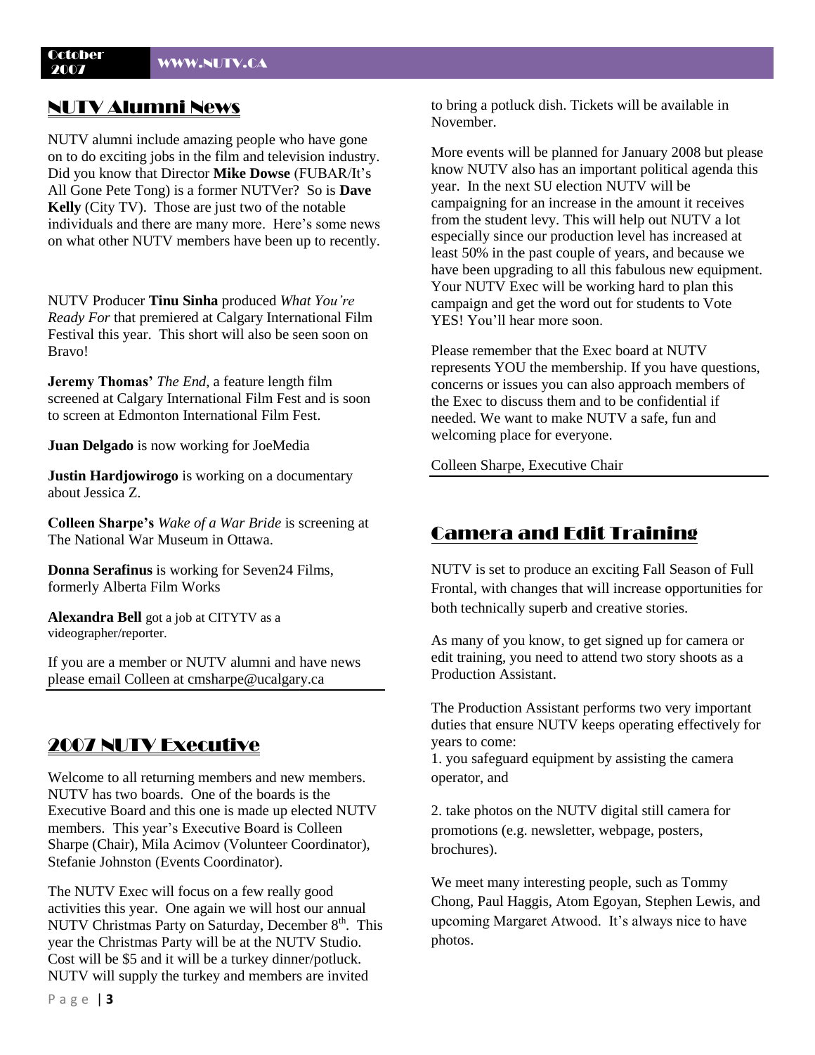## NUTV Alumni News

NUTV alumni include amazing people who have gone on to do exciting jobs in the film and television industry. Did you know that Director **Mike Dowse** (FUBAR/It's All Gone Pete Tong) is a former NUTVer? So is **Dave Kelly** (City TV). Those are just two of the notable individuals and there are many more. Here's some news on what other NUTV members have been up to recently.

NUTV Producer **Tinu Sinha** produced *What You're Ready For* that premiered at Calgary International Film Festival this year. This short will also be seen soon on Bravo!

**Jeremy Thomas'** *The End*, a feature length film screened at Calgary International Film Fest and is soon to screen at Edmonton International Film Fest.

**Juan Delgado** is now working for JoeMedia

**Justin Hardjowirogo** is working on a documentary about Jessica Z.

**Colleen Sharpe's** *Wake of a War Bride* is screening at The National War Museum in Ottawa.

**Donna Serafinus** is working for Seven24 Films, formerly Alberta Film Works

**Alexandra Bell** got a job at CITYTV as a videographer/reporter.

If you are a member or NUTV alumni and have news please email Colleen at cmsharpe@ucalgary.ca

## 2007 NUTV Executive

Welcome to all returning members and new members. NUTV has two boards. One of the boards is the Executive Board and this one is made up elected NUTV members. This year's Executive Board is Colleen Sharpe (Chair), Mila Acimov (Volunteer Coordinator), Stefanie Johnston (Events Coordinator).

The NUTV Exec will focus on a few really good activities this year. One again we will host our annual NUTV Christmas Party on Saturday, December 8th. This year the Christmas Party will be at the NUTV Studio. Cost will be $5 and it will be a turkey dinner/potluck. NUTV will supply the turkey and members are invited to bring a potluck dish. Tickets will be available in November.

More events will be planned for January 2008 but please know NUTV also has an important political agenda this year. In the next SU election NUTV will be campaigning for an increase in the amount it receives from the student levy. This will help out NUTV a lot especially since our production level has increased at least 50% in the past couple of years, and because we have been upgrading to all this fabulous new equipment. Your NUTV Exec will be working hard to plan this campaign and get the word out for students to Vote YES! You'll hear more soon.

Please remember that the Exec board at NUTV represents YOU the membership. If you have questions, concerns or issues you can also approach members of the Exec to discuss them and to be confidential if needed. We want to make NUTV a safe, fun and welcoming place for everyone.

Colleen Sharpe, Executive Chair

## Camera and Edit Training

NUTV is set to produce an exciting Fall Season of Full Frontal, with changes that will increase opportunities for both technically superb and creative stories.

As many of you know, to get signed up for camera or edit training, you need to attend two story shoots as a Production Assistant.

The Production Assistant performs two very important duties that ensure NUTV keeps operating effectively for years to come:

1. you safeguard equipment by assisting the camera operator, and

2. take photos on the NUTV digital still camera for promotions (e.g. newsletter, webpage, posters, brochures).

We meet many interesting people, such as Tommy Chong, Paul Haggis, Atom Egoyan, Stephen Lewis, and upcoming Margaret Atwood. It's always nice to have photos.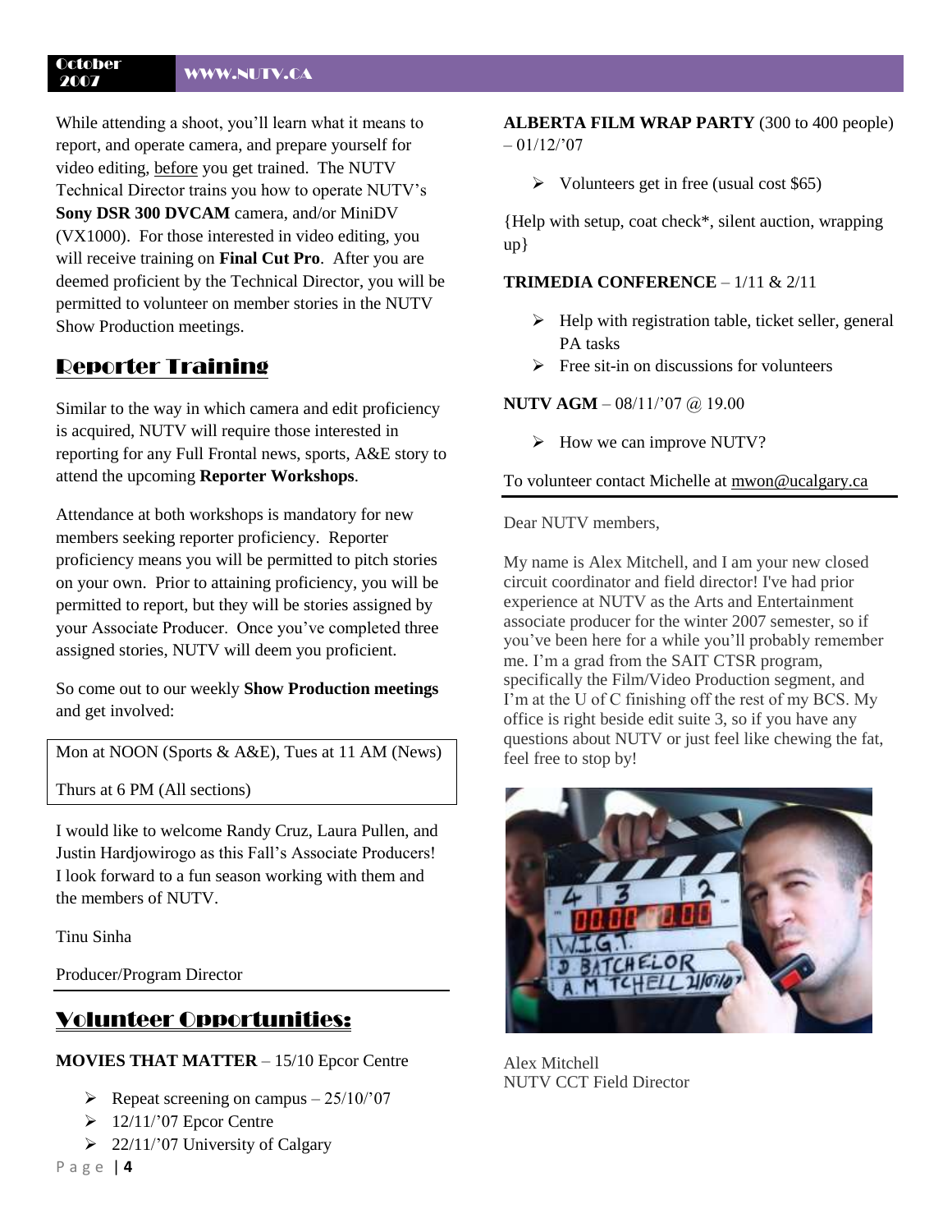While attending a shoot, you'll learn what it means to report, and operate camera, and prepare yourself for video editing, before you get trained. The NUTV Technical Director trains you how to operate NUTV's **Sony DSR 300 DVCAM** camera, and/or MiniDV (VX1000). For those interested in video editing, you will receive training on **Final Cut Pro**. After you are deemed proficient by the Technical Director, you will be permitted to volunteer on member stories in the NUTV Show Production meetings.

## Reporter Training

Similar to the way in which camera and edit proficiency is acquired, NUTV will require those interested in reporting for any Full Frontal news, sports, A&E story to attend the upcoming **Reporter Workshops**.

Attendance at both workshops is mandatory for new members seeking reporter proficiency. Reporter proficiency means you will be permitted to pitch stories on your own. Prior to attaining proficiency, you will be permitted to report, but they will be stories assigned by your Associate Producer. Once you've completed three assigned stories, NUTV will deem you proficient.

So come out to our weekly **Show Production meetings** and get involved:

Mon at NOON (Sports & A&E), Tues at 11 AM (News)

Thurs at 6 PM (All sections)

I would like to welcome Randy Cruz, Laura Pullen, and Justin Hardjowirogo as this Fall's Associate Producers! I look forward to a fun season working with them and the members of NUTV.

Tinu Sinha

Producer/Program Director

## Volunteer Opportunities:

**MOVIES THAT MATTER** – 15/10 Epcor Centre

- Repeat screening on campus – 25/10/'07
- 12/11/'07 Epcor Centre
- 22/11/'07 University of Calgary

**ALBERTA FILM WRAP PARTY** (300 to 400 people) – 01/12/'07

- Volunteers get in free (usual cost $65)

{Help with setup, coat check*, silent auction, wrapping up}

**TRIMEDIA CONFERENCE** – 1/11 & 2/11

- Help with registration table, ticket seller, general PA tasks
- Free sit-in on discussions for volunteers

**NUTV AGM** – 08/11/'07 @ 19.00

- How we can improve NUTV?

To volunteer contact Michelle at mwon@ucalgary.ca

Dear NUTV members,

My name is Alex Mitchell, and I am your new closed circuit coordinator and field director! I've had prior experience at NUTV as the Arts and Entertainment associate producer for the winter 2007 semester, so if you've been here for a while you'll probably remember me. I'm a grad from the SAIT CTSR program, specifically the Film/Video Production segment, and I'm at the U of C finishing off the rest of my BCS. My office is right beside edit suite 3, so if you have any questions about NUTV or just feel like chewing the fat, feel free to stop by!

Alex Mitchell
NUTV CCT Field Director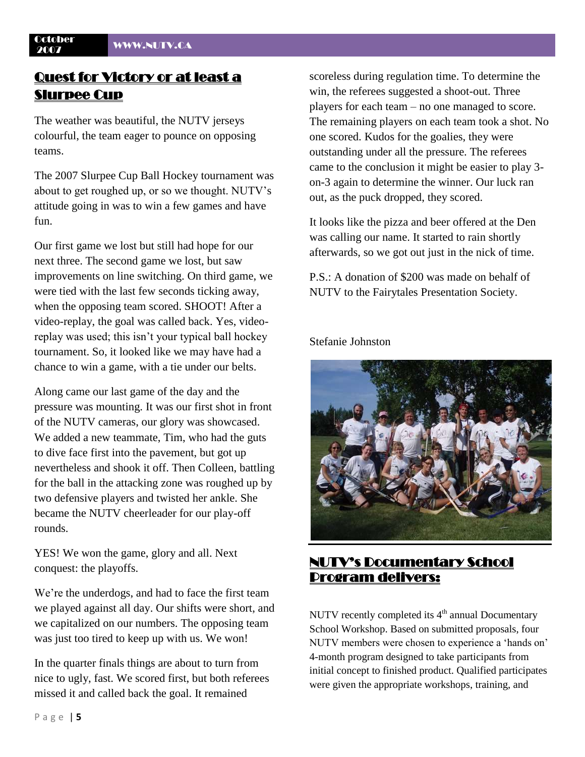## Quest for Victory or at least a Slurpee Cup

The weather was beautiful, the NUTV jerseys colourful, the team eager to pounce on opposing teams.

The 2007 Slurpee Cup Ball Hockey tournament was about to get roughed up, or so we thought. NUTV's attitude going in was to win a few games and have fun.

Our first game we lost but still had hope for our next three. The second game we lost, but saw improvements on line switching. On third game, we were tied with the last few seconds ticking away, when the opposing team scored. SHOOT! After a video-replay, the goal was called back. Yes, video-replay was used; this isn't your typical ball hockey tournament. So, it looked like we may have had a chance to win a game, with a tie under our belts.

Along came our last game of the day and the pressure was mounting. It was our first shot in front of the NUTV cameras, our glory was showcased. We added a new teammate, Tim, who had the guts to dive face first into the pavement, but got up nevertheless and shook it off. Then Colleen, battling for the ball in the attacking zone was roughed up by two defensive players and twisted her ankle. She became the NUTV cheerleader for our play-off rounds.

YES! We won the game, glory and all. Next conquest: the playoffs.

We're the underdogs, and had to face the first team we played against all day. Our shifts were short, and we capitalized on our numbers. The opposing team was just too tired to keep up with us. We won!

In the quarter finals things are about to turn from nice to ugly, fast. We scored first, but both referees missed it and called back the goal. It remained scoreless during regulation time. To determine the win, the referees suggested a shoot-out. Three players for each team – no one managed to score. The remaining players on each team took a shot. No one scored. Kudos for the goalies, they were outstanding under all the pressure. The referees came to the conclusion it might be easier to play 3-on-3 again to determine the winner. Our luck ran out, as the puck dropped, they scored.

It looks like the pizza and beer offered at the Den was calling our name. It started to rain shortly afterwards, so we got out just in the nick of time.

P.S.: A donation of $200 was made on behalf of NUTV to the Fairytales Presentation Society.

Stefanie Johnston

## NUTV's Documentary School Program delivers:

NUTV recently completed its 4th annual Documentary School Workshop. Based on submitted proposals, four NUTV members were chosen to experience a 'hands on' 4-month program designed to take participants from initial concept to finished product. Qualified participates were given the appropriate workshops, training, and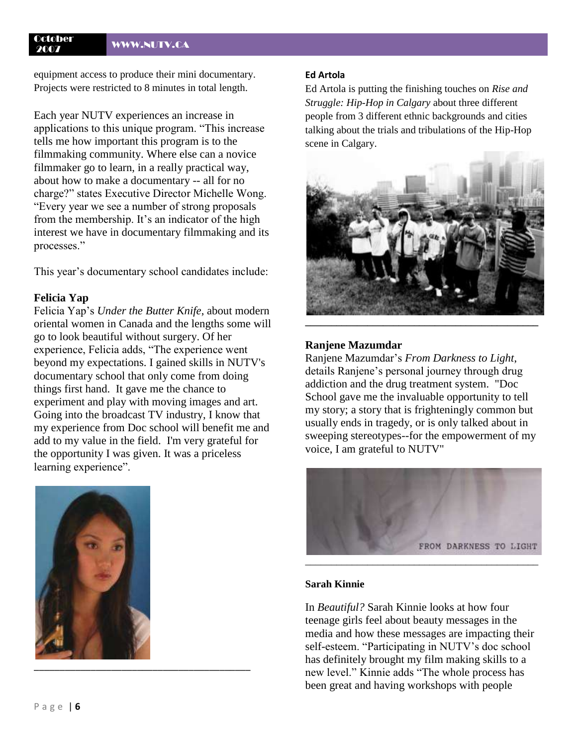equipment access to produce their mini documentary. Projects were restricted to 8 minutes in total length.

Each year NUTV experiences an increase in applications to this unique program. "This increase tells me how important this program is to the filmmaking community. Where else can a novice filmmaker go to learn, in a really practical way, about how to make a documentary -- all for no charge?" states Executive Director Michelle Wong. "Every year we see a number of strong proposals from the membership. It's an indicator of the high interest we have in documentary filmmaking and its processes."

This year's documentary school candidates include:

**Felicia Yap**

Felicia Yap's *Under the Butter Knife*, about modern oriental women in Canada and the lengths some will go to look beautiful without surgery. Of her experience, Felicia adds, "The experience went beyond my expectations. I gained skills in NUTV's documentary school that only come from doing things first hand. It gave me the chance to experiment and play with moving images and art. Going into the broadcast TV industry, I know that my experience from Doc school will benefit me and add to my value in the field. I'm very grateful for the opportunity I was given. It was a priceless learning experience".

**Ed Artola**

Ed Artola is putting the finishing touches on *Rise and Struggle: Hip-Hop in Calgary* about three different people from 3 different ethnic backgrounds and cities talking about the trials and tribulations of the Hip-Hop scene in Calgary.

**Ranjene Mazumdar**

Ranjene Mazumdar's *From Darkness to Light*, details Ranjene's personal journey through drug addiction and the drug treatment system. "Doc School gave me the invaluable opportunity to tell my story; a story that is frighteningly common but usually ends in tragedy, or is only talked about in sweeping stereotypes--for the empowerment of my voice, I am grateful to NUTV"

FROM DARKNESS TO LIGHT

**Sarah Kinnie**

In *Beautiful?* Sarah Kinnie looks at how four teenage girls feel about beauty messages in the media and how these messages are impacting their self-esteem. "Participating in NUTV's doc school has definitely brought my film making skills to a new level." Kinnie adds "The whole process has been great and having workshops with people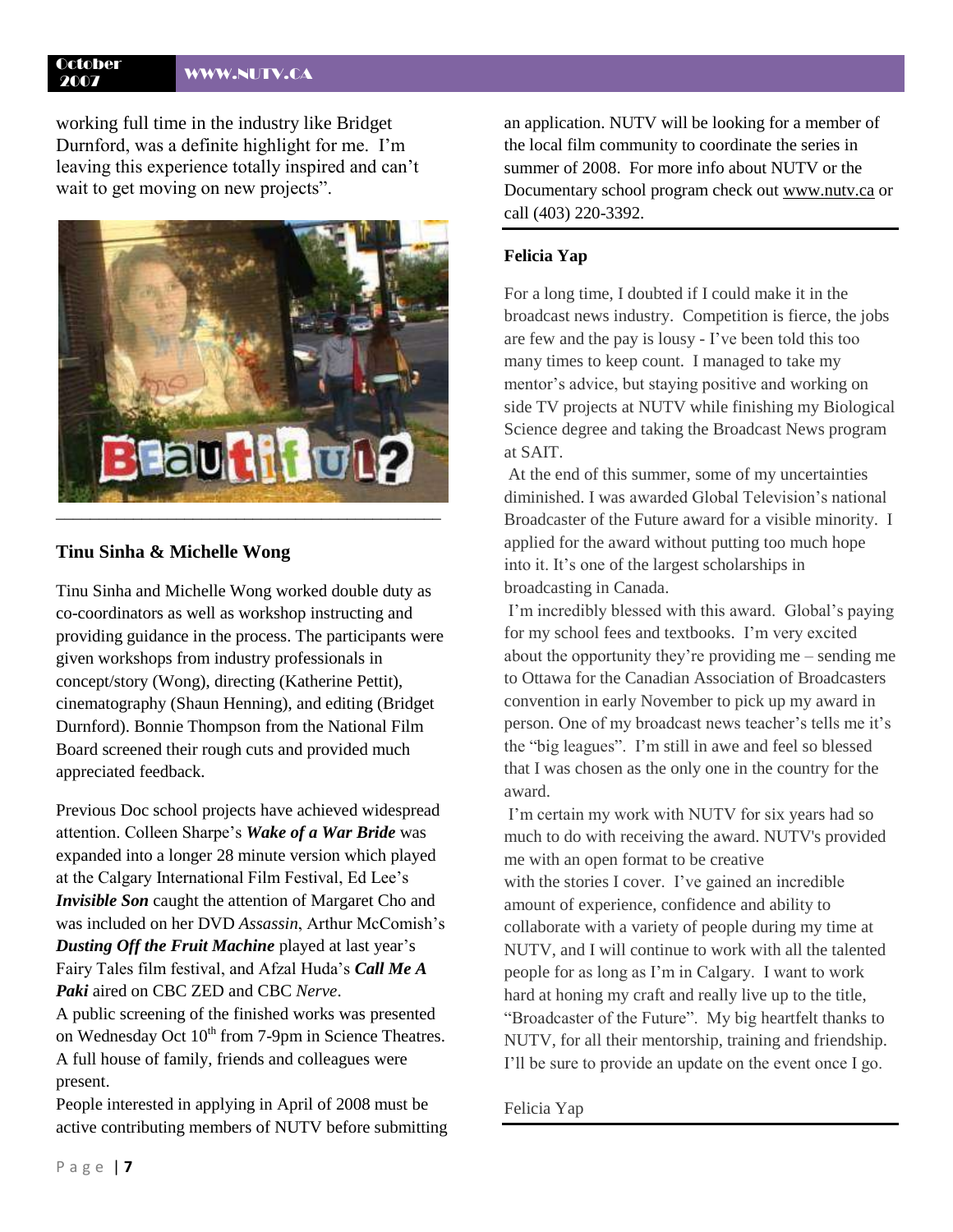working full time in the industry like Bridget Durnford, was a definite highlight for me. I'm leaving this experience totally inspired and can't wait to get moving on new projects".

### Tinu Sinha & Michelle Wong

Tinu Sinha and Michelle Wong worked double duty as co-coordinators as well as workshop instructing and providing guidance in the process. The participants were given workshops from industry professionals in concept/story (Wong), directing (Katherine Pettit), cinematography (Shaun Henning), and editing (Bridget Durnford). Bonnie Thompson from the National Film Board screened their rough cuts and provided much appreciated feedback.

Previous Doc school projects have achieved widespread attention. Colleen Sharpe's ***Wake of a War Bride*** was expanded into a longer 28 minute version which played at the Calgary International Film Festival, Ed Lee's ***Invisible Son*** caught the attention of Margaret Cho and was included on her DVD *Assassin*, Arthur McComish's ***Dusting Off the Fruit Machine*** played at last year's Fairy Tales film festival, and Afzal Huda's ***Call Me A Paki*** aired on CBC ZED and CBC *Nerve*.

A public screening of the finished works was presented on Wednesday Oct 10th from 7-9pm in Science Theatres. A full house of family, friends and colleagues were present.

People interested in applying in April of 2008 must be active contributing members of NUTV before submitting an application. NUTV will be looking for a member of the local film community to coordinate the series in summer of 2008. For more info about NUTV or the Documentary school program check out www.nutv.ca or call (403) 220-3392.

### Felicia Yap

For a long time, I doubted if I could make it in the broadcast news industry. Competition is fierce, the jobs are few and the pay is lousy - I've been told this too many times to keep count. I managed to take my mentor's advice, but staying positive and working on side TV projects at NUTV while finishing my Biological Science degree and taking the Broadcast News program at SAIT.

At the end of this summer, some of my uncertainties diminished. I was awarded Global Television's national Broadcaster of the Future award for a visible minority. I applied for the award without putting too much hope into it. It's one of the largest scholarships in broadcasting in Canada.

I'm incredibly blessed with this award. Global's paying for my school fees and textbooks. I'm very excited about the opportunity they're providing me – sending me to Ottawa for the Canadian Association of Broadcasters convention in early November to pick up my award in person. One of my broadcast news teacher's tells me it's the "big leagues". I'm still in awe and feel so blessed that I was chosen as the only one in the country for the award.

I'm certain my work with NUTV for six years had so much to do with receiving the award. NUTV's provided me with an open format to be creative with the stories I cover. I've gained an incredible amount of experience, confidence and ability to collaborate with a variety of people during my time at NUTV, and I will continue to work with all the talented people for as long as I'm in Calgary. I want to work hard at honing my craft and really live up to the title, "Broadcaster of the Future". My big heartfelt thanks to NUTV, for all their mentorship, training and friendship. I'll be sure to provide an update on the event once I go.

Felicia Yap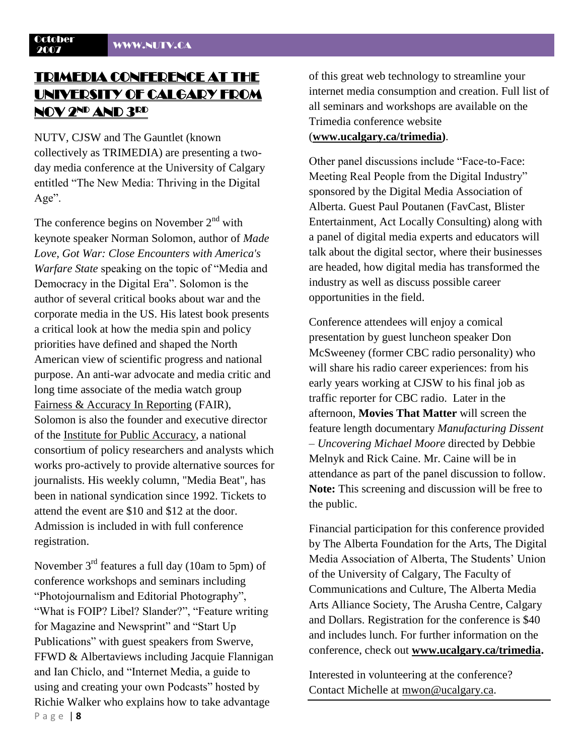## TRIMEDIA CONFERENCE AT THE UNIVERSITY OF CALGARY FROM NOV 2ND AND 3RD

NUTV, CJSW and The Gauntlet (known collectively as TRIMEDIA) are presenting a two-day media conference at the University of Calgary entitled "The New Media: Thriving in the Digital Age".

The conference begins on November 2nd with keynote speaker Norman Solomon, author of *Made Love, Got War: Close Encounters with America's Warfare State* speaking on the topic of "Media and Democracy in the Digital Era". Solomon is the author of several critical books about war and the corporate media in the US. His latest book presents a critical look at how the media spin and policy priorities have defined and shaped the North American view of scientific progress and national purpose. An anti-war advocate and media critic and long time associate of the media watch group Fairness & Accuracy In Reporting (FAIR), Solomon is also the founder and executive director of the Institute for Public Accuracy, a national consortium of policy researchers and analysts which works pro-actively to provide alternative sources for journalists. His weekly column, "Media Beat", has been in national syndication since 1992. Tickets to attend the event are $10 and $12 at the door. Admission is included in with full conference registration.

November 3rd features a full day (10am to 5pm) of conference workshops and seminars including "Photojournalism and Editorial Photography", "What is FOIP? Libel? Slander?", "Feature writing for Magazine and Newsprint" and "Start Up Publications" with guest speakers from Swerve, FFWD & Albertaviews including Jacquie Flannigan and Ian Chiclo, and "Internet Media, a guide to using and creating your own Podcasts" hosted by Richie Walker who explains how to take advantage of this great web technology to streamline your internet media consumption and creation. Full list of all seminars and workshops are available on the Trimedia conference website (**www.ucalgary.ca/trimedia)**.

Other panel discussions include "Face-to-Face: Meeting Real People from the Digital Industry" sponsored by the Digital Media Association of Alberta. Guest Paul Poutanen (FavCast, Blister Entertainment, Act Locally Consulting) along with a panel of digital media experts and educators will talk about the digital sector, where their businesses are headed, how digital media has transformed the industry as well as discuss possible career opportunities in the field.

Conference attendees will enjoy a comical presentation by guest luncheon speaker Don McSweeney (former CBC radio personality) who will share his radio career experiences: from his early years working at CJSW to his final job as traffic reporter for CBC radio. Later in the afternoon, **Movies That Matter** will screen the feature length documentary *Manufacturing Dissent – Uncovering Michael Moore* directed by Debbie Melnyk and Rick Caine. Mr. Caine will be in attendance as part of the panel discussion to follow. **Note:** This screening and discussion will be free to the public.

Financial participation for this conference provided by The Alberta Foundation for the Arts, The Digital Media Association of Alberta, The Students' Union of the University of Calgary, The Faculty of Communications and Culture, The Alberta Media Arts Alliance Society, The Arusha Centre, Calgary and Dollars. Registration for the conference is $40 and includes lunch. For further information on the conference, check out **www.ucalgary.ca/trimedia.**

Interested in volunteering at the conference? Contact Michelle at mwon@ucalgary.ca.